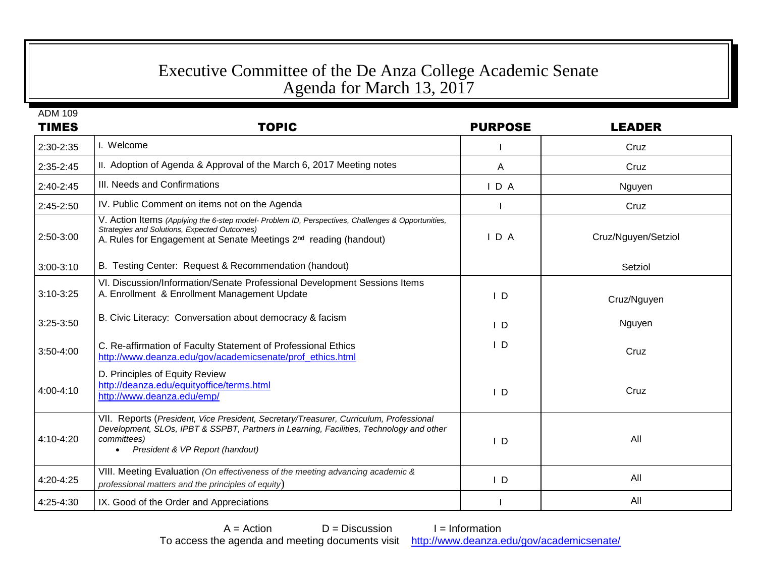# Executive Committee of the De Anza College Academic Senate
## Agenda for March 13, 2017

ADM 109

| TIMES | TOPIC | PURPOSE | LEADER |
|---|---|---|---|
| 2:30-2:35 | I. Welcome | I | Cruz |
| 2:35-2:45 | II. Adoption of Agenda & Approval of the March 6, 2017 Meeting notes | A | Cruz |
| 2:40-2:45 | III. Needs and Confirmations | I D A | Nguyen |
| 2:45-2:50 | IV. Public Comment on items not on the Agenda | I | Cruz |
| 2:50-3:00 | V. Action Items *(Applying the 6-step model- Problem ID, Perspectives, Challenges & Opportunities, Strategies and Solutions, Expected Outcomes)*<br>A. Rules for Engagement at Senate Meetings 2nd reading (handout) | I D A | Cruz/Nguyen/Setziol |
| 3:00-3:10 | B. Testing Center: Request & Recommendation (handout) | | Setziol |
| 3:10-3:25 | VI. Discussion/Information/Senate Professional Development Sessions Items<br>A. Enrollment & Enrollment Management Update | I D | Cruz/Nguyen |
| 3:25-3:50 | B. Civic Literacy: Conversation about democracy & facism | I D | Nguyen |
| 3:50-4:00 | C. Re-affirmation of Faculty Statement of Professional Ethics<br>http://www.deanza.edu/gov/academicsenate/prof_ethics.html | I D | Cruz |
| 4:00-4:10 | D. Principles of Equity Review<br>http://deanza.edu/equityoffice/terms.html<br>http://www.deanza.edu/emp/ | I D | Cruz |
| 4:10-4:20 | VII. Reports (*President, Vice President, Secretary/Treasurer, Curriculum, Professional Development, SLOs, IPBT & SSPBT, Partners in Learning, Facilities, Technology and other committees)*<br>• *President & VP Report (handout)* | I D | All |
| 4:20-4:25 | VIII. Meeting Evaluation *(On effectiveness of the meeting advancing academic & professional matters and the principles of equity)* | I D | All |
| 4:25-4:30 | IX. Good of the Order and Appreciations | I | All |

A = Action D = Discussion I = Information

To access the agenda and meeting documents visit http://www.deanza.edu/gov/academicsenate/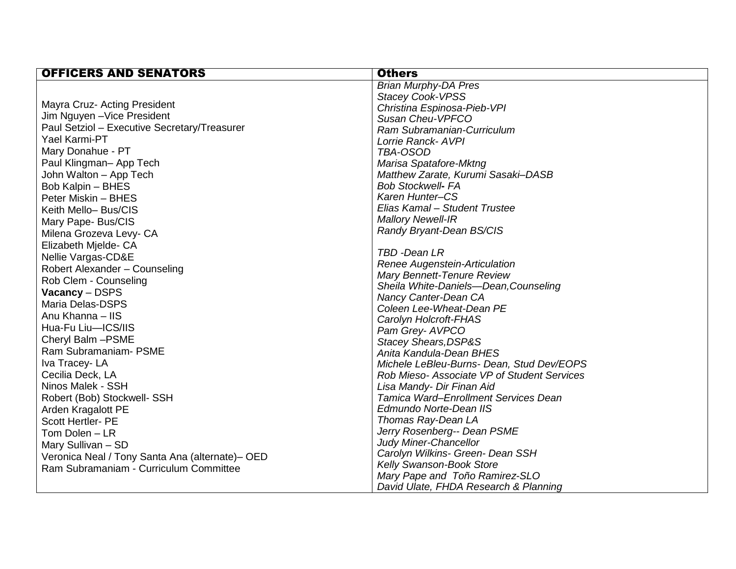| OFFICERS AND SENATORS | Others |
| --- | --- |
| Mayra Cruz- Acting President<br>Jim Nguyen –Vice President<br>Paul Setziol – Executive Secretary/Treasurer<br>Yael Karmi-PT<br>Mary Donahue - PT<br>Paul Klingman– App Tech<br>John Walton – App Tech<br>Bob Kalpin – BHES<br>Peter Miskin – BHES<br>Keith Mello– Bus/CIS<br>Mary Pape- Bus/CIS<br>Milena Grozeva Levy- CA<br>Elizabeth Mjelde- CA<br>Nellie Vargas-CD&E<br>Robert Alexander – Counseling<br>Rob Clem - Counseling<br>**Vacancy** – DSPS<br>Maria Delas-DSPS<br>Anu Khanna – IIS<br>Hua-Fu Liu—ICS/IIS<br>Cheryl Balm –PSME<br>Ram Subramaniam- PSME<br>Iva Tracey- LA<br>Cecilia Deck, LA<br>Ninos Malek - SSH<br>Robert (Bob) Stockwell- SSH<br>Arden Kragalott PE<br>Scott Hertler- PE<br>Tom Dolen – LR<br>Mary Sullivan – SD<br>Veronica Neal / Tony Santa Ana (alternate)– OED<br>Ram Subramaniam - Curriculum Committee | *Brian Murphy-DA Pres*<br>*Stacey Cook-VPSS*<br>*Christina Espinosa-Pieb-VPI*<br>*Susan Cheu-VPFCO*<br>*Ram Subramanian-Curriculum*<br>*Lorrie Ranck- AVPI*<br>*TBA-OSOD*<br>*Marisa Spatafore-Mktng*<br>*Matthew Zarate, Kurumi Sasaki–DASB*<br>*Bob Stockwell- FA*<br>*Karen Hunter–CS*<br>*Elias Kamal – Student Trustee*<br>*Mallory Newell-IR*<br>*Randy Bryant-Dean BS/CIS*<br><br>*TBD -Dean LR*<br>*Renee Augenstein-Articulation*<br>*Mary Bennett-Tenure Review*<br>*Sheila White-Daniels—Dean,Counseling*<br>*Nancy Canter-Dean CA*<br>*Coleen Lee-Wheat-Dean PE*<br>*Carolyn Holcroft-FHAS*<br>*Pam Grey- AVPCO*<br>*Stacey Shears,DSP&S*<br>*Anita Kandula-Dean BHES*<br>*Michele LeBleu-Burns- Dean, Stud Dev/EOPS*<br>*Rob Mieso- Associate VP of Student Services*<br>*Lisa Mandy- Dir Finan Aid*<br>*Tamica Ward–Enrollment Services Dean*<br>*Edmundo Norte-Dean IIS*<br>*Thomas Ray-Dean LA*<br>*Jerry Rosenberg-- Dean PSME*<br>*Judy Miner-Chancellor*<br>*Carolyn Wilkins- Green- Dean SSH*<br>*Kelly Swanson-Book Store*<br>*Mary Pape and Toño Ramirez-SLO*<br>*David Ulate, FHDA Research & Planning* |